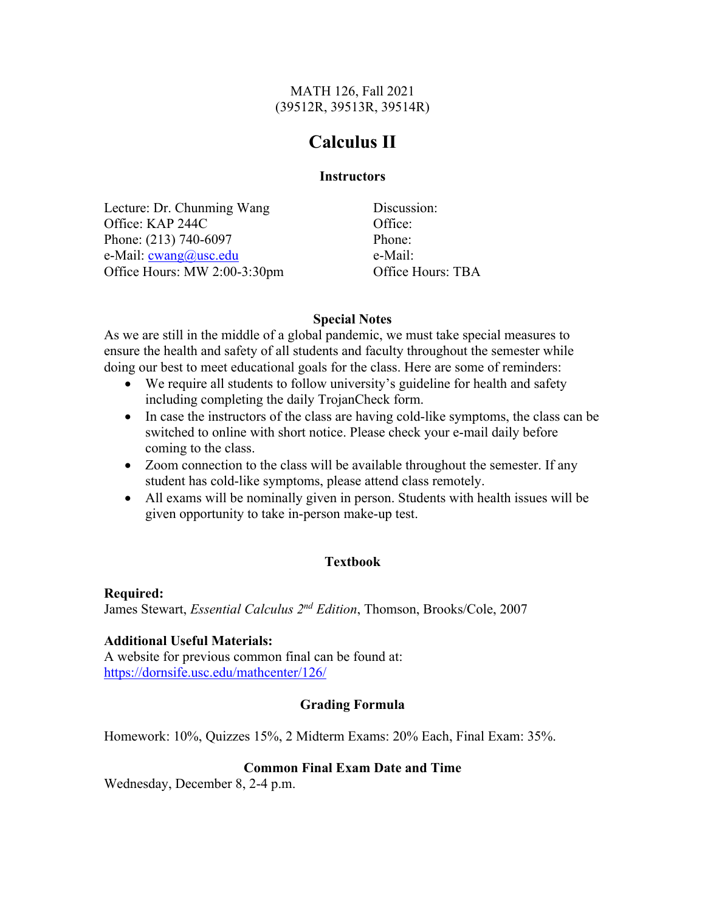MATH 126, Fall 2021
(39512R, 39513R, 39514R)

# Calculus II

### Instructors

Lecture: Dr. Chunming Wang
Office: KAP 244C
Phone: (213) 740-6097
e-Mail: cwang@usc.edu
Office Hours: MW 2:00-3:30pm

Discussion:
Office:
Phone:
e-Mail:
Office Hours: TBA

### Special Notes

As we are still in the middle of a global pandemic, we must take special measures to ensure the health and safety of all students and faculty throughout the semester while doing our best to meet educational goals for the class. Here are some of reminders:

- We require all students to follow university's guideline for health and safety including completing the daily TrojanCheck form.
- In case the instructors of the class are having cold-like symptoms, the class can be switched to online with short notice. Please check your e-mail daily before coming to the class.
- Zoom connection to the class will be available throughout the semester. If any student has cold-like symptoms, please attend class remotely.
- All exams will be nominally given in person. Students with health issues will be given opportunity to take in-person make-up test.

### Textbook

**Required:**
James Stewart, *Essential Calculus 2nd Edition*, Thomson, Brooks/Cole, 2007

**Additional Useful Materials:**
A website for previous common final can be found at:
https://dornsife.usc.edu/mathcenter/126/

### Grading Formula

Homework: 10%, Quizzes 15%, 2 Midterm Exams: 20% Each, Final Exam: 35%.

### Common Final Exam Date and Time

Wednesday, December 8, 2-4 p.m.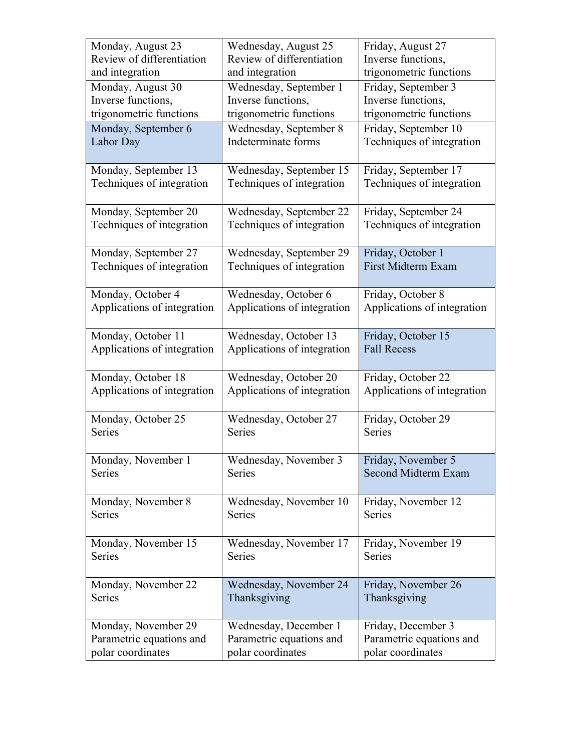| | | |
|---|---|---|
| Monday, August 23<br>Review of differentiation and integration | Wednesday, August 25<br>Review of differentiation and integration | Friday, August 27<br>Inverse functions, trigonometric functions |
| Monday, August 30<br>Inverse functions, trigonometric functions | Wednesday, September 1<br>Inverse functions, trigonometric functions | Friday, September 3<br>Inverse functions, trigonometric functions |
| Monday, September 6<br>Labor Day | Wednesday, September 8<br>Indeterminate forms | Friday, September 10<br>Techniques of integration |
| Monday, September 13<br>Techniques of integration | Wednesday, September 15<br>Techniques of integration | Friday, September 17<br>Techniques of integration |
| Monday, September 20<br>Techniques of integration | Wednesday, September 22<br>Techniques of integration | Friday, September 24<br>Techniques of integration |
| Monday, September 27<br>Techniques of integration | Wednesday, September 29<br>Techniques of integration | Friday, October 1<br>First Midterm Exam |
| Monday, October 4<br>Applications of integration | Wednesday, October 6<br>Applications of integration | Friday, October 8<br>Applications of integration |
| Monday, October 11<br>Applications of integration | Wednesday, October 13<br>Applications of integration | Friday, October 15<br>Fall Recess |
| Monday, October 18<br>Applications of integration | Wednesday, October 20<br>Applications of integration | Friday, October 22<br>Applications of integration |
| Monday, October 25<br>Series | Wednesday, October 27<br>Series | Friday, October 29<br>Series |
| Monday, November 1<br>Series | Wednesday, November 3<br>Series | Friday, November 5<br>Second Midterm Exam |
| Monday, November 8<br>Series | Wednesday, November 10<br>Series | Friday, November 12<br>Series |
| Monday, November 15<br>Series | Wednesday, November 17<br>Series | Friday, November 19<br>Series |
| Monday, November 22<br>Series | Wednesday, November 24<br>Thanksgiving | Friday, November 26<br>Thanksgiving |
| Monday, November 29<br>Parametric equations and polar coordinates | Wednesday, December 1<br>Parametric equations and polar coordinates | Friday, December 3<br>Parametric equations and polar coordinates |